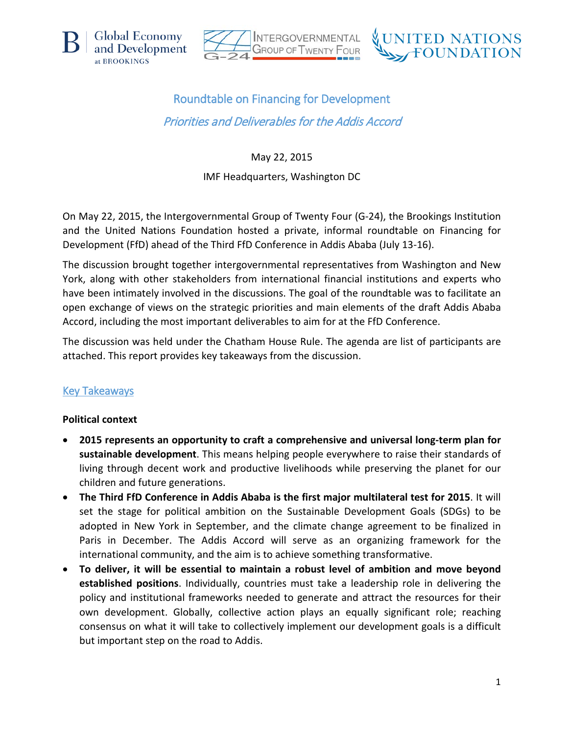Global Economy and Development at BROOKINGS | Intergovernmental Group of Twenty Four (G-24) | United Nations Foundation

# Roundtable on Financing for Development

## *Priorities and Deliverables for the Addis Accord*

May 22, 2015

IMF Headquarters, Washington DC

On May 22, 2015, the Intergovernmental Group of Twenty Four (G-24), the Brookings Institution and the United Nations Foundation hosted a private, informal roundtable on Financing for Development (FfD) ahead of the Third FfD Conference in Addis Ababa (July 13-16).

The discussion brought together intergovernmental representatives from Washington and New York, along with other stakeholders from international financial institutions and experts who have been intimately involved in the discussions. The goal of the roundtable was to facilitate an open exchange of views on the strategic priorities and main elements of the draft Addis Ababa Accord, including the most important deliverables to aim for at the FfD Conference.

The discussion was held under the Chatham House Rule. The agenda are list of participants are attached. This report provides key takeaways from the discussion.

## Key Takeaways

**Political context**

- **2015 represents an opportunity to craft a comprehensive and universal long-term plan for sustainable development**. This means helping people everywhere to raise their standards of living through decent work and productive livelihoods while preserving the planet for our children and future generations.
- **The Third FfD Conference in Addis Ababa is the first major multilateral test for 2015**. It will set the stage for political ambition on the Sustainable Development Goals (SDGs) to be adopted in New York in September, and the climate change agreement to be finalized in Paris in December. The Addis Accord will serve as an organizing framework for the international community, and the aim is to achieve something transformative.
- **To deliver, it will be essential to maintain a robust level of ambition and move beyond established positions**. Individually, countries must take a leadership role in delivering the policy and institutional frameworks needed to generate and attract the resources for their own development. Globally, collective action plays an equally significant role; reaching consensus on what it will take to collectively implement our development goals is a difficult but important step on the road to Addis.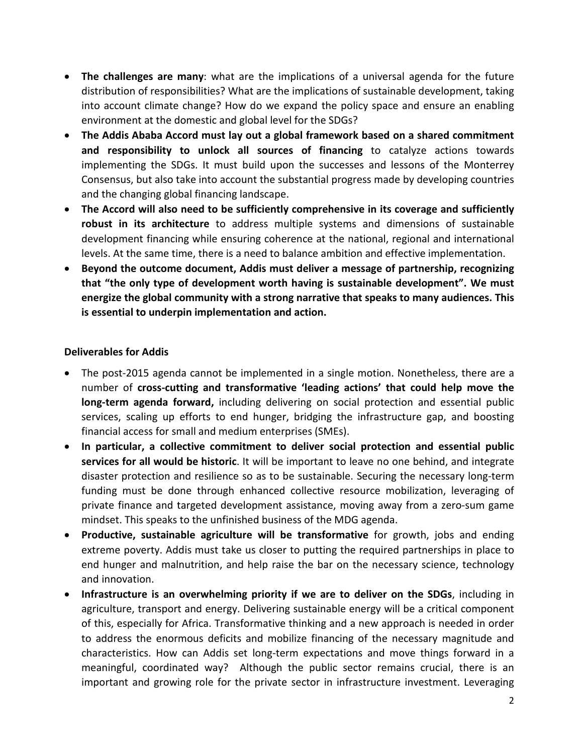- **The challenges are many**: what are the implications of a universal agenda for the future distribution of responsibilities? What are the implications of sustainable development, taking into account climate change? How do we expand the policy space and ensure an enabling environment at the domestic and global level for the SDGs?
- **The Addis Ababa Accord must lay out a global framework based on a shared commitment and responsibility to unlock all sources of financing** to catalyze actions towards implementing the SDGs. It must build upon the successes and lessons of the Monterrey Consensus, but also take into account the substantial progress made by developing countries and the changing global financing landscape.
- **The Accord will also need to be sufficiently comprehensive in its coverage and sufficiently robust in its architecture** to address multiple systems and dimensions of sustainable development financing while ensuring coherence at the national, regional and international levels. At the same time, there is a need to balance ambition and effective implementation.
- **Beyond the outcome document, Addis must deliver a message of partnership, recognizing that "the only type of development worth having is sustainable development". We must energize the global community with a strong narrative that speaks to many audiences. This is essential to underpin implementation and action.**

**Deliverables for Addis**

- The post-2015 agenda cannot be implemented in a single motion. Nonetheless, there are a number of **cross-cutting and transformative 'leading actions' that could help move the long-term agenda forward,** including delivering on social protection and essential public services, scaling up efforts to end hunger, bridging the infrastructure gap, and boosting financial access for small and medium enterprises (SMEs).
- **In particular, a collective commitment to deliver social protection and essential public services for all would be historic**. It will be important to leave no one behind, and integrate disaster protection and resilience so as to be sustainable. Securing the necessary long-term funding must be done through enhanced collective resource mobilization, leveraging of private finance and targeted development assistance, moving away from a zero-sum game mindset. This speaks to the unfinished business of the MDG agenda.
- **Productive, sustainable agriculture will be transformative** for growth, jobs and ending extreme poverty. Addis must take us closer to putting the required partnerships in place to end hunger and malnutrition, and help raise the bar on the necessary science, technology and innovation.
- **Infrastructure is an overwhelming priority if we are to deliver on the SDGs**, including in agriculture, transport and energy. Delivering sustainable energy will be a critical component of this, especially for Africa. Transformative thinking and a new approach is needed in order to address the enormous deficits and mobilize financing of the necessary magnitude and characteristics. How can Addis set long-term expectations and move things forward in a meaningful, coordinated way? Although the public sector remains crucial, there is an important and growing role for the private sector in infrastructure investment. Leveraging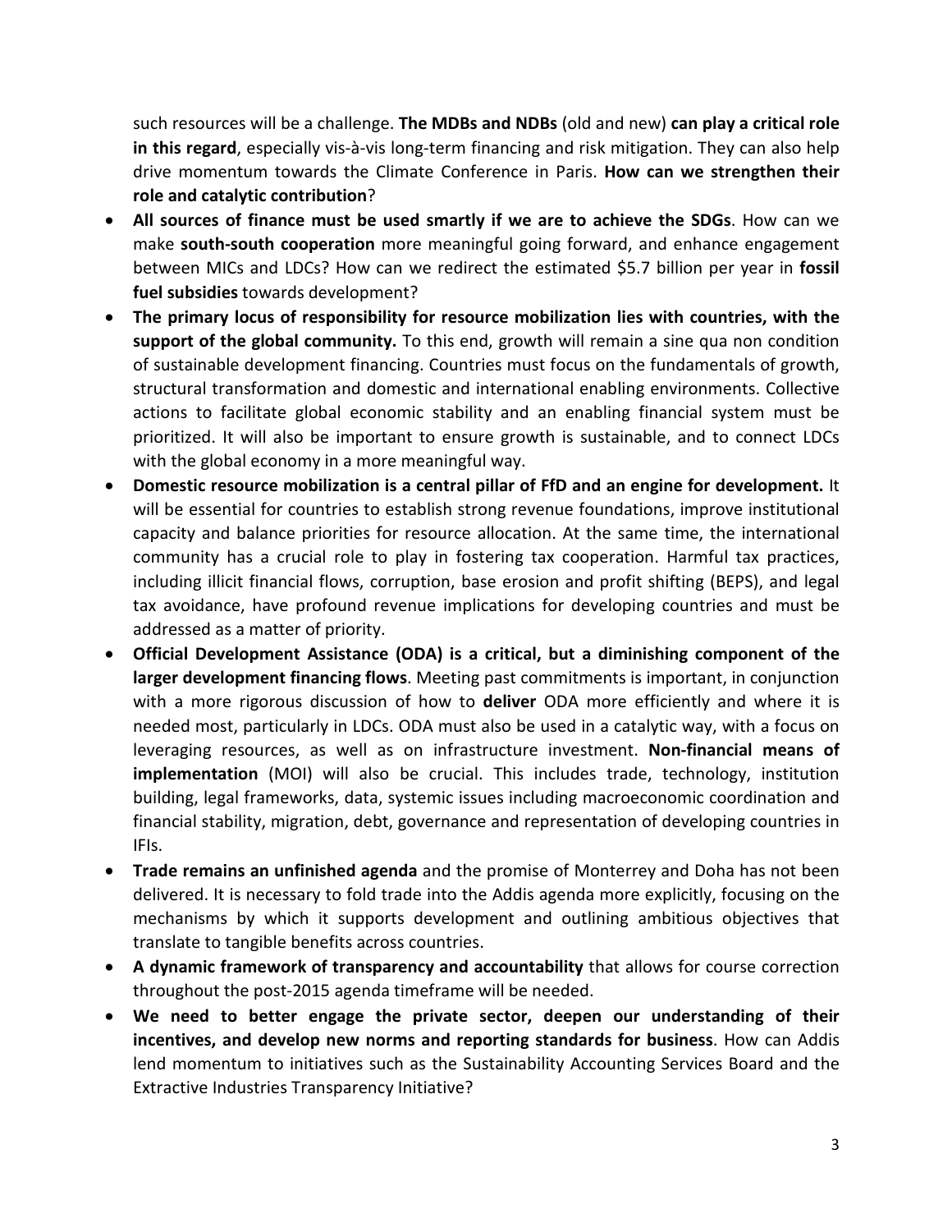such resources will be a challenge. **The MDBs and NDBs** (old and new) **can play a critical role in this regard**, especially vis-à-vis long-term financing and risk mitigation. They can also help drive momentum towards the Climate Conference in Paris. **How can we strengthen their role and catalytic contribution**?

- **All sources of finance must be used smartly if we are to achieve the SDGs**. How can we make **south-south cooperation** more meaningful going forward, and enhance engagement between MICs and LDCs? How can we redirect the estimated $5.7 billion per year in **fossil fuel subsidies** towards development?
- **The primary locus of responsibility for resource mobilization lies with countries, with the support of the global community.** To this end, growth will remain a sine qua non condition of sustainable development financing. Countries must focus on the fundamentals of growth, structural transformation and domestic and international enabling environments. Collective actions to facilitate global economic stability and an enabling financial system must be prioritized. It will also be important to ensure growth is sustainable, and to connect LDCs with the global economy in a more meaningful way.
- **Domestic resource mobilization is a central pillar of FfD and an engine for development.** It will be essential for countries to establish strong revenue foundations, improve institutional capacity and balance priorities for resource allocation. At the same time, the international community has a crucial role to play in fostering tax cooperation. Harmful tax practices, including illicit financial flows, corruption, base erosion and profit shifting (BEPS), and legal tax avoidance, have profound revenue implications for developing countries and must be addressed as a matter of priority.
- **Official Development Assistance (ODA) is a critical, but a diminishing component of the larger development financing flows**. Meeting past commitments is important, in conjunction with a more rigorous discussion of how to **deliver** ODA more efficiently and where it is needed most, particularly in LDCs. ODA must also be used in a catalytic way, with a focus on leveraging resources, as well as on infrastructure investment. **Non-financial means of implementation** (MOI) will also be crucial. This includes trade, technology, institution building, legal frameworks, data, systemic issues including macroeconomic coordination and financial stability, migration, debt, governance and representation of developing countries in IFIs.
- **Trade remains an unfinished agenda** and the promise of Monterrey and Doha has not been delivered. It is necessary to fold trade into the Addis agenda more explicitly, focusing on the mechanisms by which it supports development and outlining ambitious objectives that translate to tangible benefits across countries.
- **A dynamic framework of transparency and accountability** that allows for course correction throughout the post-2015 agenda timeframe will be needed.
- **We need to better engage the private sector, deepen our understanding of their incentives, and develop new norms and reporting standards for business**. How can Addis lend momentum to initiatives such as the Sustainability Accounting Services Board and the Extractive Industries Transparency Initiative?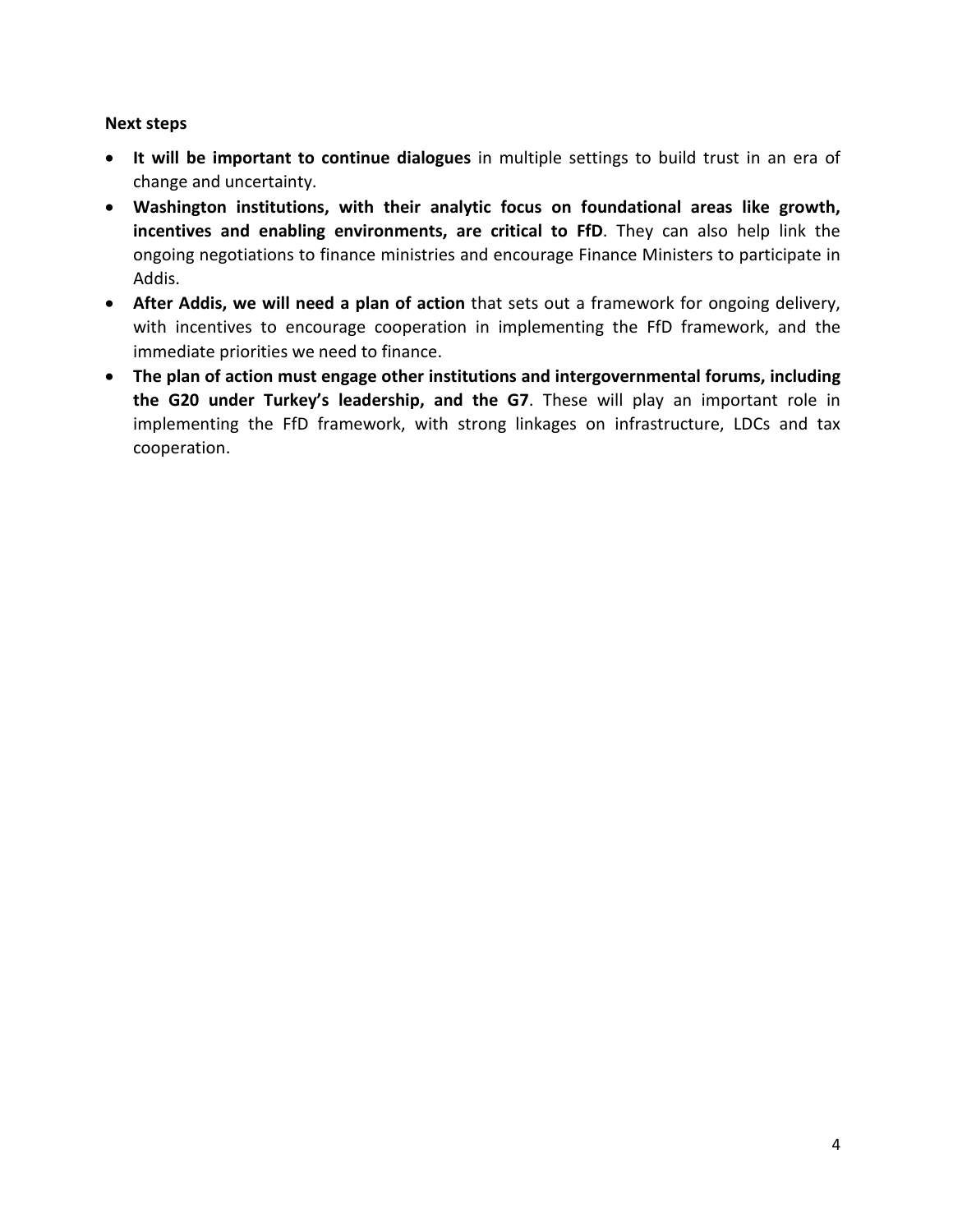**Next steps**

- **It will be important to continue dialogues** in multiple settings to build trust in an era of change and uncertainty.
- **Washington institutions, with their analytic focus on foundational areas like growth, incentives and enabling environments, are critical to FfD**. They can also help link the ongoing negotiations to finance ministries and encourage Finance Ministers to participate in Addis.
- **After Addis, we will need a plan of action** that sets out a framework for ongoing delivery, with incentives to encourage cooperation in implementing the FfD framework, and the immediate priorities we need to finance.
- **The plan of action must engage other institutions and intergovernmental forums, including the G20 under Turkey's leadership, and the G7**. These will play an important role in implementing the FfD framework, with strong linkages on infrastructure, LDCs and tax cooperation.